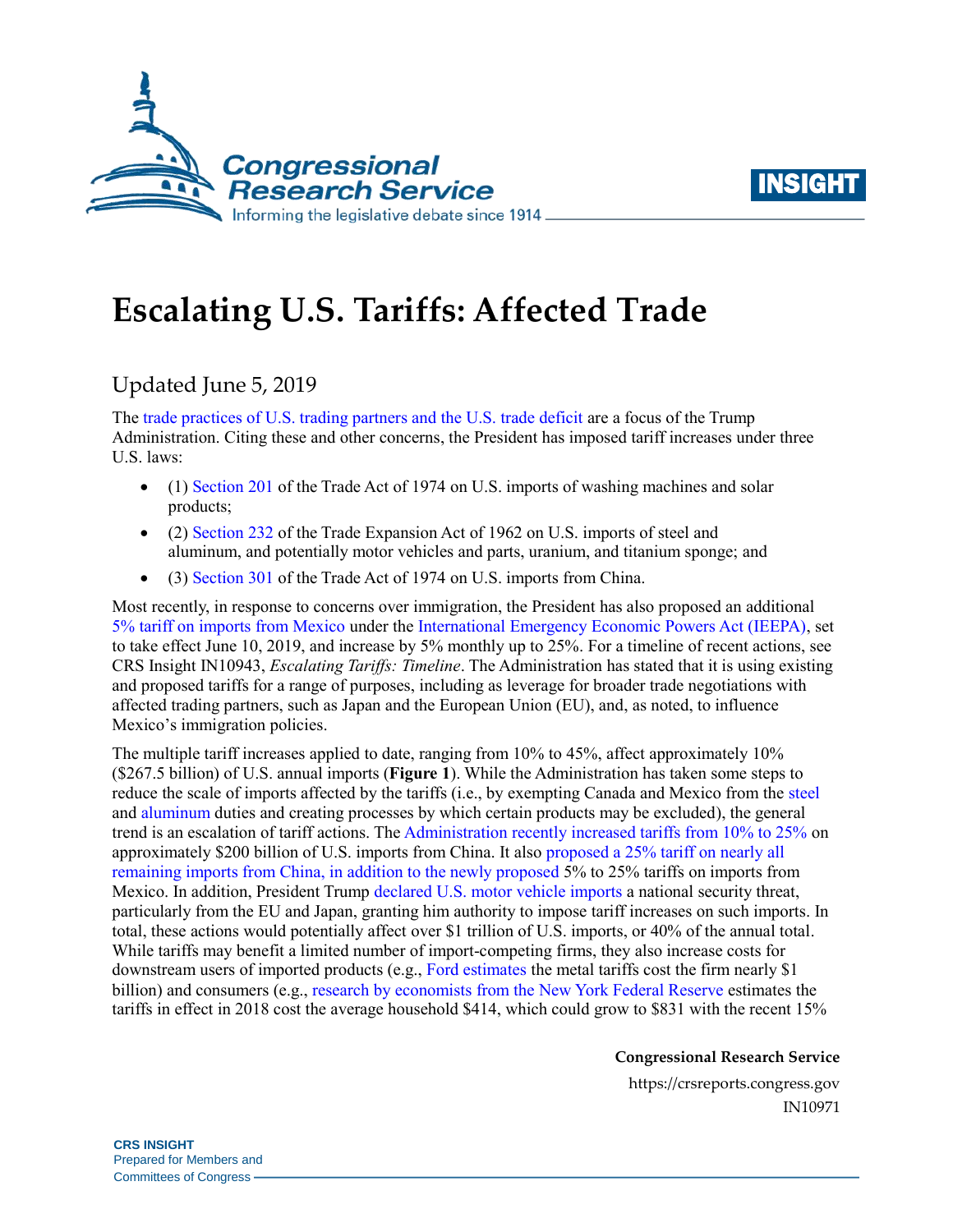# Escalating U.S. Tariffs: Affected Trade

Updated June 5, 2019

The trade practices of U.S. trading partners and the U.S. trade deficit are a focus of the Trump Administration. Citing these and other concerns, the President has imposed tariff increases under three U.S. laws:

- (1) Section 201 of the Trade Act of 1974 on U.S. imports of washing machines and solar products;
- (2) Section 232 of the Trade Expansion Act of 1962 on U.S. imports of steel and aluminum, and potentially motor vehicles and parts, uranium, and titanium sponge; and
- (3) Section 301 of the Trade Act of 1974 on U.S. imports from China.

Most recently, in response to concerns over immigration, the President has also proposed an additional 5% tariff on imports from Mexico under the International Emergency Economic Powers Act (IEEPA), set to take effect June 10, 2019, and increase by 5% monthly up to 25%. For a timeline of recent actions, see CRS Insight IN10943, *Escalating Tariffs: Timeline*. The Administration has stated that it is using existing and proposed tariffs for a range of purposes, including as leverage for broader trade negotiations with affected trading partners, such as Japan and the European Union (EU), and, as noted, to influence Mexico's immigration policies.

The multiple tariff increases applied to date, ranging from 10% to 45%, affect approximately 10% ($267.5 billion) of U.S. annual imports (**Figure 1**). While the Administration has taken some steps to reduce the scale of imports affected by the tariffs (i.e., by exempting Canada and Mexico from the steel and aluminum duties and creating processes by which certain products may be excluded), the general trend is an escalation of tariff actions. The Administration recently increased tariffs from 10% to 25% on approximately $200 billion of U.S. imports from China. It also proposed a 25% tariff on nearly all remaining imports from China, in addition to the newly proposed 5% to 25% tariffs on imports from Mexico. In addition, President Trump declared U.S. motor vehicle imports a national security threat, particularly from the EU and Japan, granting him authority to impose tariff increases on such imports. In total, these actions would potentially affect over $1 trillion of U.S. imports, or 40% of the annual total. While tariffs may benefit a limited number of import-competing firms, they also increase costs for downstream users of imported products (e.g., Ford estimates the metal tariffs cost the firm nearly $1 billion) and consumers (e.g., research by economists from the New York Federal Reserve estimates the tariffs in effect in 2018 cost the average household $414, which could grow to $831 with the recent 15%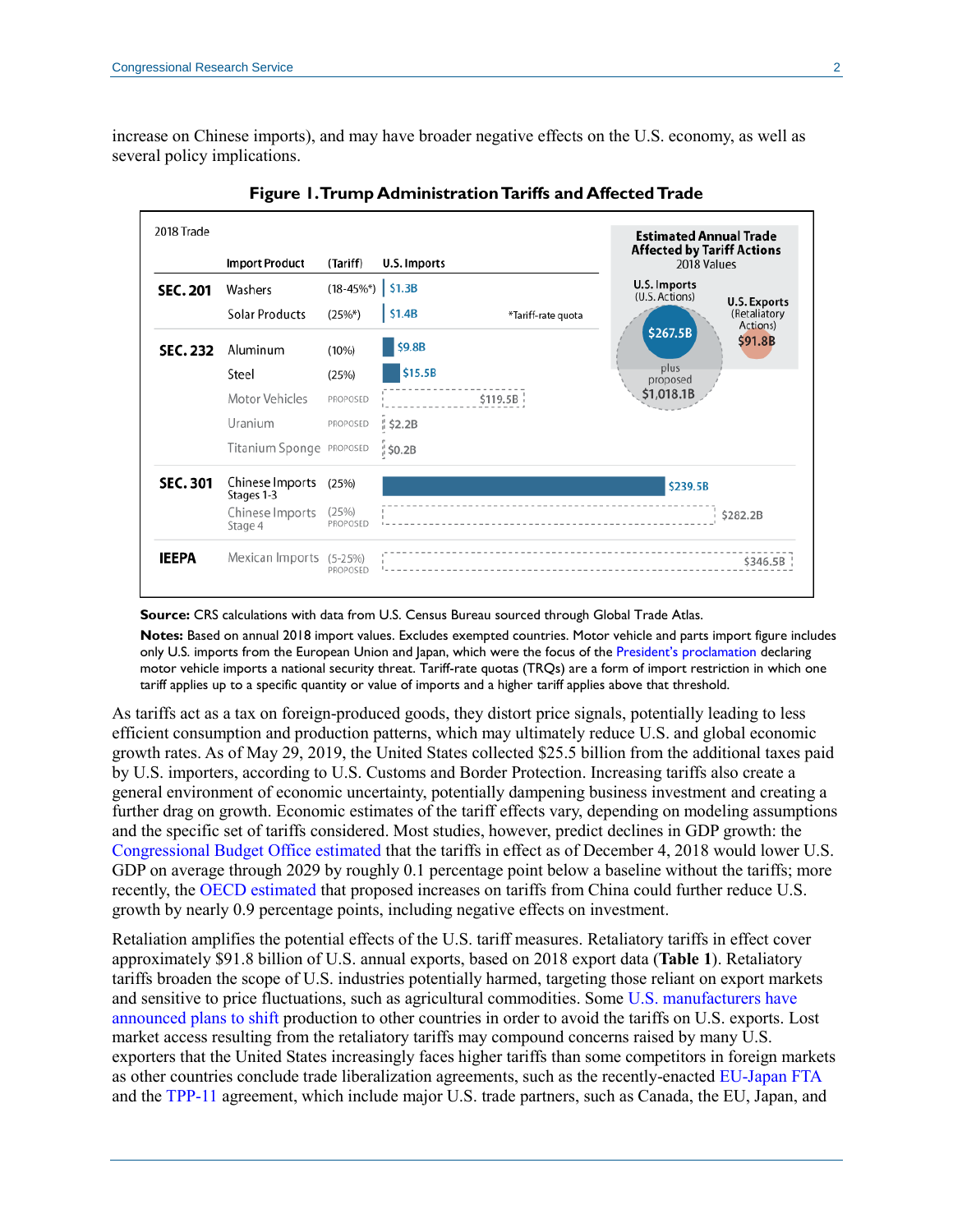increase on Chinese imports), and may have broader negative effects on the U.S. economy, as well as several policy implications.

**Figure 1. Trump Administration Tariffs and Affected Trade**

2018 Trade

| | Import Product | (Tariff) | U.S. Imports |
|---|---|---|---|
| **SEC. 201** | Washers | (18-45%*) | $1.3B |
| | Solar Products | (25%*) | $1.4B |
| **SEC. 232** | Aluminum | (10%) | $9.8B |
| | Steel | (25%) | $15.5B |
| | Motor Vehicles | PROPOSED | $119.5B |
| | Uranium | PROPOSED | $2.2B |
| | Titanium Sponge | PROPOSED | $0.2B |
| **SEC. 301** | Chinese Imports Stages 1-3 | (25%) | $239.5B |
| | Chinese Imports Stage 4 | (25%) PROPOSED | $282.2B |
| **IEEPA** | Mexican Imports | (5-25%) PROPOSED | $346.5B |

*Tariff-rate quota

**Estimated Annual Trade Affected by Tariff Actions**
2018 Values

U.S. Imports (U.S. Actions): $267.5B plus proposed $1,018.1B

U.S. Exports (Retaliatory Actions): $91.8B

**Source:** CRS calculations with data from U.S. Census Bureau sourced through Global Trade Atlas.

**Notes:** Based on annual 2018 import values. Excludes exempted countries. Motor vehicle and parts import figure includes only U.S. imports from the European Union and Japan, which were the focus of the President's proclamation declaring motor vehicle imports a national security threat. Tariff-rate quotas (TRQs) are a form of import restriction in which one tariff applies up to a specific quantity or value of imports and a higher tariff applies above that threshold.

As tariffs act as a tax on foreign-produced goods, they distort price signals, potentially leading to less efficient consumption and production patterns, which may ultimately reduce U.S. and global economic growth rates. As of May 29, 2019, the United States collected $25.5 billion from the additional taxes paid by U.S. importers, according to U.S. Customs and Border Protection. Increasing tariffs also create a general environment of economic uncertainty, potentially dampening business investment and creating a further drag on growth. Economic estimates of the tariff effects vary, depending on modeling assumptions and the specific set of tariffs considered. Most studies, however, predict declines in GDP growth: the Congressional Budget Office estimated that the tariffs in effect as of December 4, 2018 would lower U.S. GDP on average through 2029 by roughly 0.1 percentage point below a baseline without the tariffs; more recently, the OECD estimated that proposed increases on tariffs from China could further reduce U.S. growth by nearly 0.9 percentage points, including negative effects on investment.

Retaliation amplifies the potential effects of the U.S. tariff measures. Retaliatory tariffs in effect cover approximately $91.8 billion of U.S. annual exports, based on 2018 export data (**Table 1**). Retaliatory tariffs broaden the scope of U.S. industries potentially harmed, targeting those reliant on export markets and sensitive to price fluctuations, such as agricultural commodities. Some U.S. manufacturers have announced plans to shift production to other countries in order to avoid the tariffs on U.S. exports. Lost market access resulting from the retaliatory tariffs may compound concerns raised by many U.S. exporters that the United States increasingly faces higher tariffs than some competitors in foreign markets as other countries conclude trade liberalization agreements, such as the recently-enacted EU-Japan FTA and the TPP-11 agreement, which include major U.S. trade partners, such as Canada, the EU, Japan, and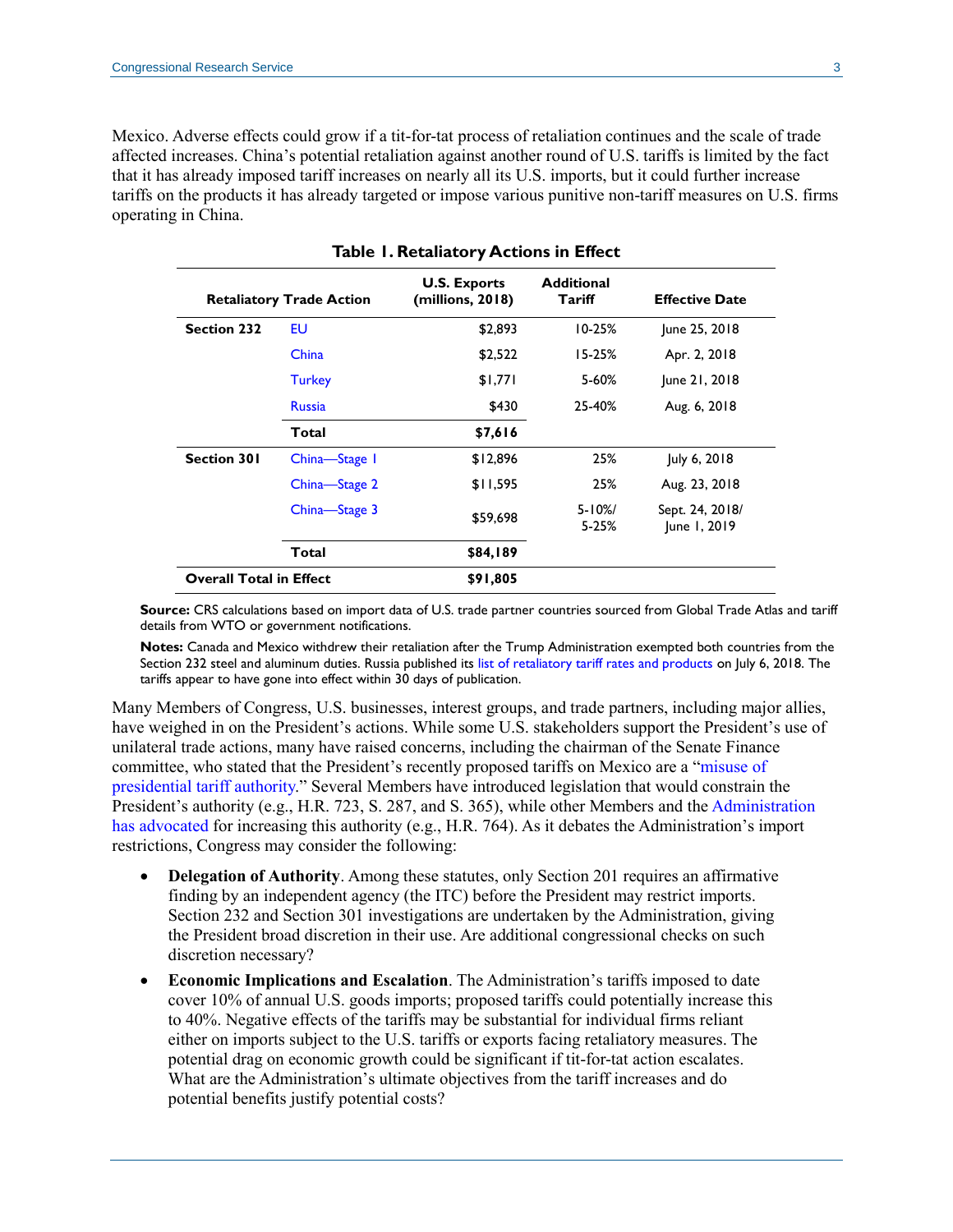Mexico. Adverse effects could grow if a tit-for-tat process of retaliation continues and the scale of trade affected increases. China's potential retaliation against another round of U.S. tariffs is limited by the fact that it has already imposed tariff increases on nearly all its U.S. imports, but it could further increase tariffs on the products it has already targeted or impose various punitive non-tariff measures on U.S. firms operating in China.

**Table 1. Retaliatory Actions in Effect**

| Retaliatory Trade Action | | U.S. Exports (millions, 2018) | Additional Tariff | Effective Date |
|---|---|---|---|---|
| **Section 232** | EU | $2,893 | 10-25% | June 25, 2018 |
| | China | $2,522 | 15-25% | Apr. 2, 2018 |
| | Turkey | $1,771 | 5-60% | June 21, 2018 |
| | Russia | $430 | 25-40% | Aug. 6, 2018 |
| | **Total** | **$7,616** | | |
| **Section 301** | China—Stage 1 | $12,896 | 25% | July 6, 2018 |
| | China—Stage 2 | $11,595 | 25% | Aug. 23, 2018 |
| | China—Stage 3 | $59,698 | 5-10%/ 5-25% | Sept. 24, 2018/ June 1, 2019 |
| | **Total** | **$84,189** | | |
| **Overall Total in Effect** | | **$91,805** | | |

**Source:** CRS calculations based on import data of U.S. trade partner countries sourced from Global Trade Atlas and tariff details from WTO or government notifications.

**Notes:** Canada and Mexico withdrew their retaliation after the Trump Administration exempted both countries from the Section 232 steel and aluminum duties. Russia published its list of retaliatory tariff rates and products on July 6, 2018. The tariffs appear to have gone into effect within 30 days of publication.

Many Members of Congress, U.S. businesses, interest groups, and trade partners, including major allies, have weighed in on the President's actions. While some U.S. stakeholders support the President's use of unilateral trade actions, many have raised concerns, including the chairman of the Senate Finance committee, who stated that the President's recently proposed tariffs on Mexico are a "misuse of presidential tariff authority." Several Members have introduced legislation that would constrain the President's authority (e.g., H.R. 723, S. 287, and S. 365), while other Members and the Administration has advocated for increasing this authority (e.g., H.R. 764). As it debates the Administration's import restrictions, Congress may consider the following:

- **Delegation of Authority**. Among these statutes, only Section 201 requires an affirmative finding by an independent agency (the ITC) before the President may restrict imports. Section 232 and Section 301 investigations are undertaken by the Administration, giving the President broad discretion in their use. Are additional congressional checks on such discretion necessary?
- **Economic Implications and Escalation**. The Administration's tariffs imposed to date cover 10% of annual U.S. goods imports; proposed tariffs could potentially increase this to 40%. Negative effects of the tariffs may be substantial for individual firms reliant either on imports subject to the U.S. tariffs or exports facing retaliatory measures. The potential drag on economic growth could be significant if tit-for-tat action escalates. What are the Administration's ultimate objectives from the tariff increases and do potential benefits justify potential costs?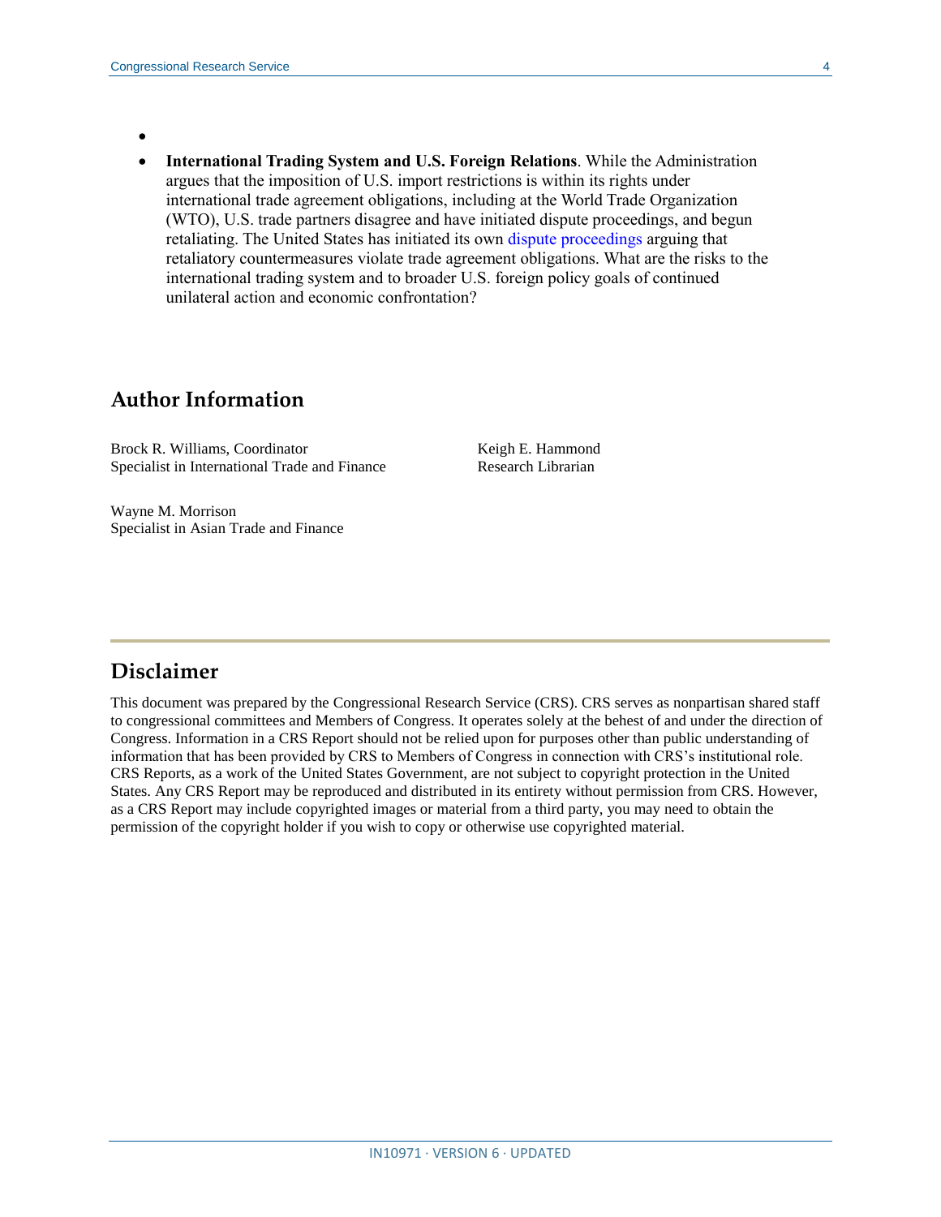- 
- **International Trading System and U.S. Foreign Relations**. While the Administration argues that the imposition of U.S. import restrictions is within its rights under international trade agreement obligations, including at the World Trade Organization (WTO), U.S. trade partners disagree and have initiated dispute proceedings, and begun retaliating. The United States has initiated its own dispute proceedings arguing that retaliatory countermeasures violate trade agreement obligations. What are the risks to the international trading system and to broader U.S. foreign policy goals of continued unilateral action and economic confrontation?

## Author Information

Brock R. Williams, Coordinator
Specialist in International Trade and Finance

Keigh E. Hammond
Research Librarian

Wayne M. Morrison
Specialist in Asian Trade and Finance

## Disclaimer

This document was prepared by the Congressional Research Service (CRS). CRS serves as nonpartisan shared staff to congressional committees and Members of Congress. It operates solely at the behest of and under the direction of Congress. Information in a CRS Report should not be relied upon for purposes other than public understanding of information that has been provided by CRS to Members of Congress in connection with CRS's institutional role. CRS Reports, as a work of the United States Government, are not subject to copyright protection in the United States. Any CRS Report may be reproduced and distributed in its entirety without permission from CRS. However, as a CRS Report may include copyrighted images or material from a third party, you may need to obtain the permission of the copyright holder if you wish to copy or otherwise use copyrighted material.

IN10971 · VERSION 6 · UPDATED